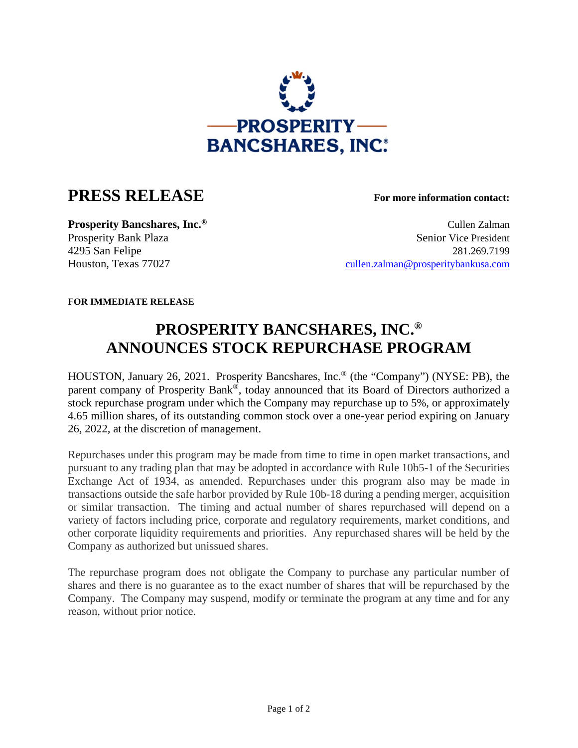# PRESS RELEASE

**For more information contact:**

**Prosperity Bancshares, Inc.®**
Prosperity Bank Plaza
4295 San Felipe
Houston, Texas 77027

Cullen Zalman
Senior Vice President
281.269.7199
cullen.zalman@prosperitybankusa.com

**FOR IMMEDIATE RELEASE**

## PROSPERITY BANCSHARES, INC.® ANNOUNCES STOCK REPURCHASE PROGRAM

HOUSTON, January 26, 2021. Prosperity Bancshares, Inc.® (the "Company") (NYSE: PB), the parent company of Prosperity Bank®, today announced that its Board of Directors authorized a stock repurchase program under which the Company may repurchase up to 5%, or approximately 4.65 million shares, of its outstanding common stock over a one-year period expiring on January 26, 2022, at the discretion of management.

Repurchases under this program may be made from time to time in open market transactions, and pursuant to any trading plan that may be adopted in accordance with Rule 10b5-1 of the Securities Exchange Act of 1934, as amended. Repurchases under this program also may be made in transactions outside the safe harbor provided by Rule 10b-18 during a pending merger, acquisition or similar transaction. The timing and actual number of shares repurchased will depend on a variety of factors including price, corporate and regulatory requirements, market conditions, and other corporate liquidity requirements and priorities. Any repurchased shares will be held by the Company as authorized but unissued shares.

The repurchase program does not obligate the Company to purchase any particular number of shares and there is no guarantee as to the exact number of shares that will be repurchased by the Company. The Company may suspend, modify or terminate the program at any time and for any reason, without prior notice.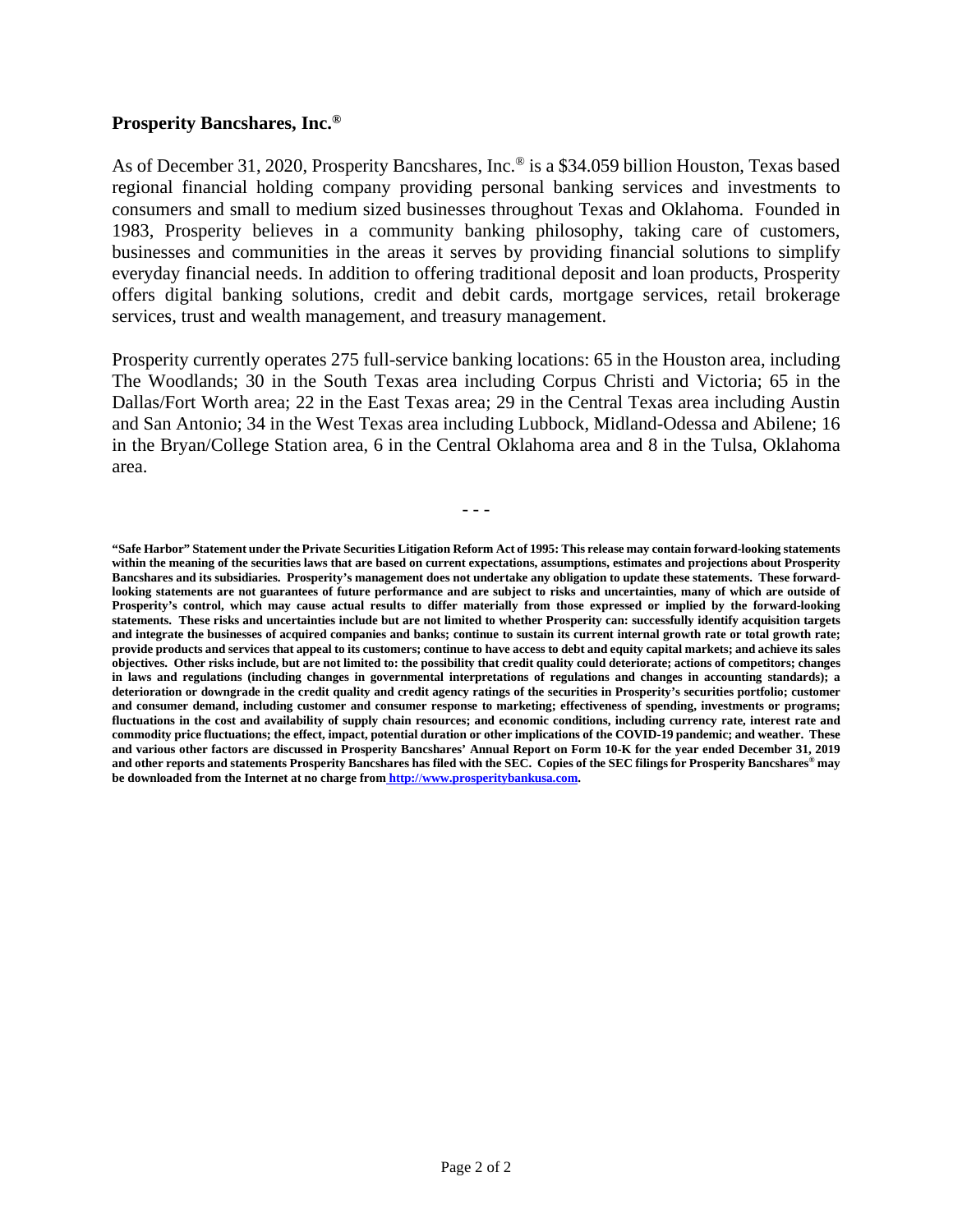**Prosperity Bancshares, Inc.®**

As of December 31, 2020, Prosperity Bancshares, Inc.® is a $34.059 billion Houston, Texas based regional financial holding company providing personal banking services and investments to consumers and small to medium sized businesses throughout Texas and Oklahoma. Founded in 1983, Prosperity believes in a community banking philosophy, taking care of customers, businesses and communities in the areas it serves by providing financial solutions to simplify everyday financial needs. In addition to offering traditional deposit and loan products, Prosperity offers digital banking solutions, credit and debit cards, mortgage services, retail brokerage services, trust and wealth management, and treasury management.

Prosperity currently operates 275 full-service banking locations: 65 in the Houston area, including The Woodlands; 30 in the South Texas area including Corpus Christi and Victoria; 65 in the Dallas/Fort Worth area; 22 in the East Texas area; 29 in the Central Texas area including Austin and San Antonio; 34 in the West Texas area including Lubbock, Midland-Odessa and Abilene; 16 in the Bryan/College Station area, 6 in the Central Oklahoma area and 8 in the Tulsa, Oklahoma area.

\- - -

**"Safe Harbor" Statement under the Private Securities Litigation Reform Act of 1995: This release may contain forward-looking statements within the meaning of the securities laws that are based on current expectations, assumptions, estimates and projections about Prosperity Bancshares and its subsidiaries. Prosperity's management does not undertake any obligation to update these statements. These forward-looking statements are not guarantees of future performance and are subject to risks and uncertainties, many of which are outside of Prosperity's control, which may cause actual results to differ materially from those expressed or implied by the forward-looking statements. These risks and uncertainties include but are not limited to whether Prosperity can: successfully identify acquisition targets and integrate the businesses of acquired companies and banks; continue to sustain its current internal growth rate or total growth rate; provide products and services that appeal to its customers; continue to have access to debt and equity capital markets; and achieve its sales objectives. Other risks include, but are not limited to: the possibility that credit quality could deteriorate; actions of competitors; changes in laws and regulations (including changes in governmental interpretations of regulations and changes in accounting standards); a deterioration or downgrade in the credit quality and credit agency ratings of the securities in Prosperity's securities portfolio; customer and consumer demand, including customer and consumer response to marketing; effectiveness of spending, investments or programs; fluctuations in the cost and availability of supply chain resources; and economic conditions, including currency rate, interest rate and commodity price fluctuations; the effect, impact, potential duration or other implications of the COVID-19 pandemic; and weather. These and various other factors are discussed in Prosperity Bancshares' Annual Report on Form 10-K for the year ended December 31, 2019 and other reports and statements Prosperity Bancshares has filed with the SEC. Copies of the SEC filings for Prosperity Bancshares® may be downloaded from the Internet at no charge from http://www.prosperitybankusa.com.**